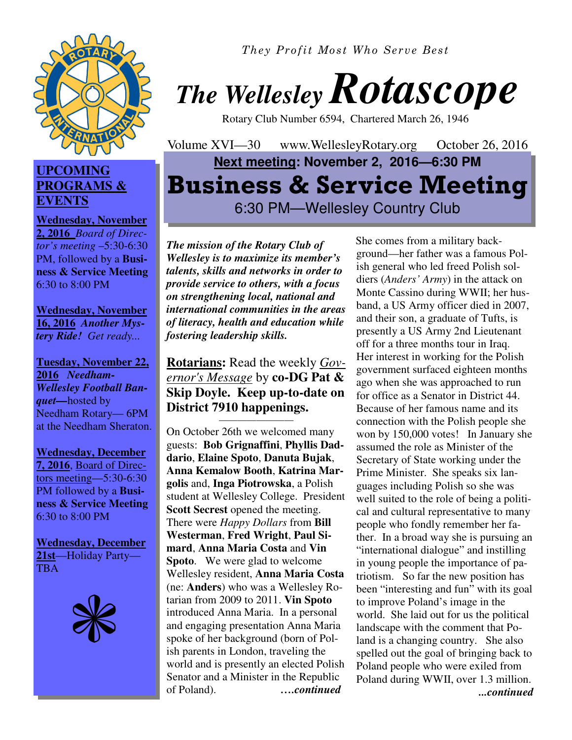*They Profit Most Who Serve Best*

# *The Wellesley Rotascope*

Rotary Club Number 6594, Chartered March 26, 1946

Volume XVI—30 www.WellesleyRotary.org October 26, 2016

**Next meeting: November 2, 2016—6:30 PM**

## Business & Service Meeting

6:30 PM—Wellesley Country Club

### UPCOMING PROGRAMS & EVENTS

**Wednesday, November 2, 2016** *Board of Director's meeting* –5:30-6:30 PM, followed by a **Business & Service Meeting** 6:30 to 8:00 PM

**Wednesday, November 16, 2016** ***Another Mystery Ride!*** *Get ready...*

**Tuesday, November 22, 2016** ***Needham-Wellesley Football Banquet***—hosted by Needham Rotary— 6PM at the Needham Sheraton.

**Wednesday, December 7, 2016**, Board of Directors meeting—5:30-6:30 PM followed by a **Business & Service Meeting** 6:30 to 8:00 PM

**Wednesday, December 21st**—Holiday Party—TBA

***The mission of the Rotary Club of Wellesley is to maximize its member's talents, skills and networks in order to provide service to others, with a focus on strengthening local, national and international communities in the areas of literacy, health and education while fostering leadership skills.***

**Rotarians:** Read the weekly *Governor's Message* by **co-DG Pat & Skip Doyle. Keep up-to-date on District 7910 happenings.**

On October 26th we welcomed many guests: **Bob Grignaffini**, **Phyllis Daddario**, **Elaine Spoto**, **Danuta Bujak**, **Anna Kemalow Booth**, **Katrina Margolis** and, **Inga Piotrowska**, a Polish student at Wellesley College. President **Scott Secrest** opened the meeting. There were *Happy Dollars* from **Bill Westerman**, **Fred Wright**, **Paul Simard**, **Anna Maria Costa** and **Vin Spoto**. We were glad to welcome Wellesley resident, **Anna Maria Costa** (ne: **Anders**) who was a Wellesley Rotarian from 2009 to 2011. **Vin Spoto** introduced Anna Maria. In a personal and engaging presentation Anna Maria spoke of her background (born of Polish parents in London, traveling the world and is presently an elected Polish Senator and a Minister in the Republic of Poland). ***….continued***

She comes from a military background—her father was a famous Polish general who led freed Polish soldiers (*Anders' Army*) in the attack on Monte Cassino during WWII; her husband, a US Army officer died in 2007, and their son, a graduate of Tufts, is presently a US Army 2nd Lieutenant off for a three months tour in Iraq. Her interest in working for the Polish government surfaced eighteen months ago when she was approached to run for office as a Senator in District 44. Because of her famous name and its connection with the Polish people she won by 150,000 votes! In January she assumed the role as Minister of the Secretary of State working under the Prime Minister. She speaks six languages including Polish so she was well suited to the role of being a political and cultural representative to many people who fondly remember her father. In a broad way she is pursuing an "international dialogue" and instilling in young people the importance of patriotism. So far the new position has been "interesting and fun" with its goal to improve Poland's image in the world. She laid out for us the political landscape with the comment that Poland is a changing country. She also spelled out the goal of bringing back to Poland people who were exiled from Poland during WWII, over 1.3 million. ***...continued***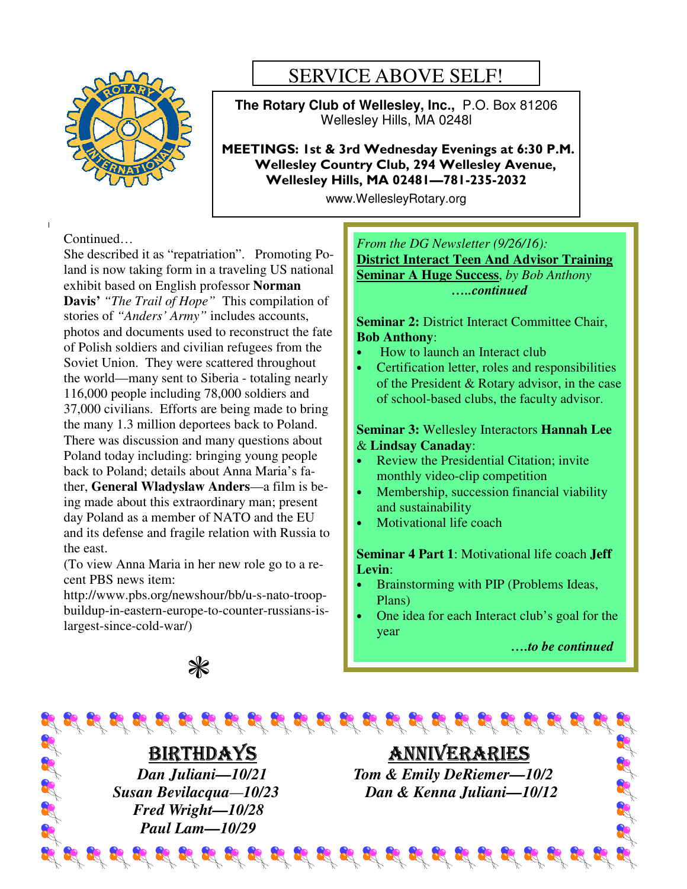# SERVICE ABOVE SELF!

**The Rotary Club of Wellesley, Inc.,** P.O. Box 81206
Wellesley Hills, MA 0248l

**MEETINGS: 1st & 3rd Wednesday Evenings at 6:30 P.M.**
**Wellesley Country Club, 294 Wellesley Avenue,**
**Wellesley Hills, MA 02481—781-235-2032**

www.WellesleyRotary.org

Continued…

She described it as "repatriation". Promoting Poland is now taking form in a traveling US national exhibit based on English professor **Norman Davis'** *"The Trail of Hope"* This compilation of stories of *"Anders' Army"* includes accounts, photos and documents used to reconstruct the fate of Polish soldiers and civilian refugees from the Soviet Union. They were scattered throughout the world—many sent to Siberia - totaling nearly 116,000 people including 78,000 soldiers and 37,000 civilians. Efforts are being made to bring the many 1.3 million deportees back to Poland. There was discussion and many questions about Poland today including: bringing young people back to Poland; details about Anna Maria's father, **General Wladyslaw Anders**—a film is being made about this extraordinary man; present day Poland as a member of NATO and the EU and its defense and fragile relation with Russia to the east.

(To view Anna Maria in her new role go to a recent PBS news item: http://www.pbs.org/newshour/bb/u-s-nato-troop-buildup-in-eastern-europe-to-counter-russians-is-largest-since-cold-war/)

❃

*From the DG Newsletter (9/26/16):*
**District Interact Teen And Advisor Training Seminar A Huge Success**, *by Bob Anthony*
***…..continued***

**Seminar 2:** District Interact Committee Chair, **Bob Anthony**:

- How to launch an Interact club
- Certification letter, roles and responsibilities of the President & Rotary advisor, in the case of school-based clubs, the faculty advisor.

**Seminar 3:** Wellesley Interactors **Hannah Lee** & **Lindsay Canaday**:

- Review the Presidential Citation; invite monthly video-clip competition
- Membership, succession financial viability and sustainability
- Motivational life coach

**Seminar 4 Part 1**: Motivational life coach **Jeff Levin**:

- Brainstorming with PIP (Problems Ideas, Plans)
- One idea for each Interact club's goal for the year

***….to be continued***

## BIRTHDAYS

***Dan Juliani—10/21***
***Susan Bevilacqua—10/23***
***Fred Wright—10/28***
***Paul Lam—10/29***

## ANNIVERARIES

***Tom & Emily DeRiemer—10/2***
***Dan & Kenna Juliani—10/12***